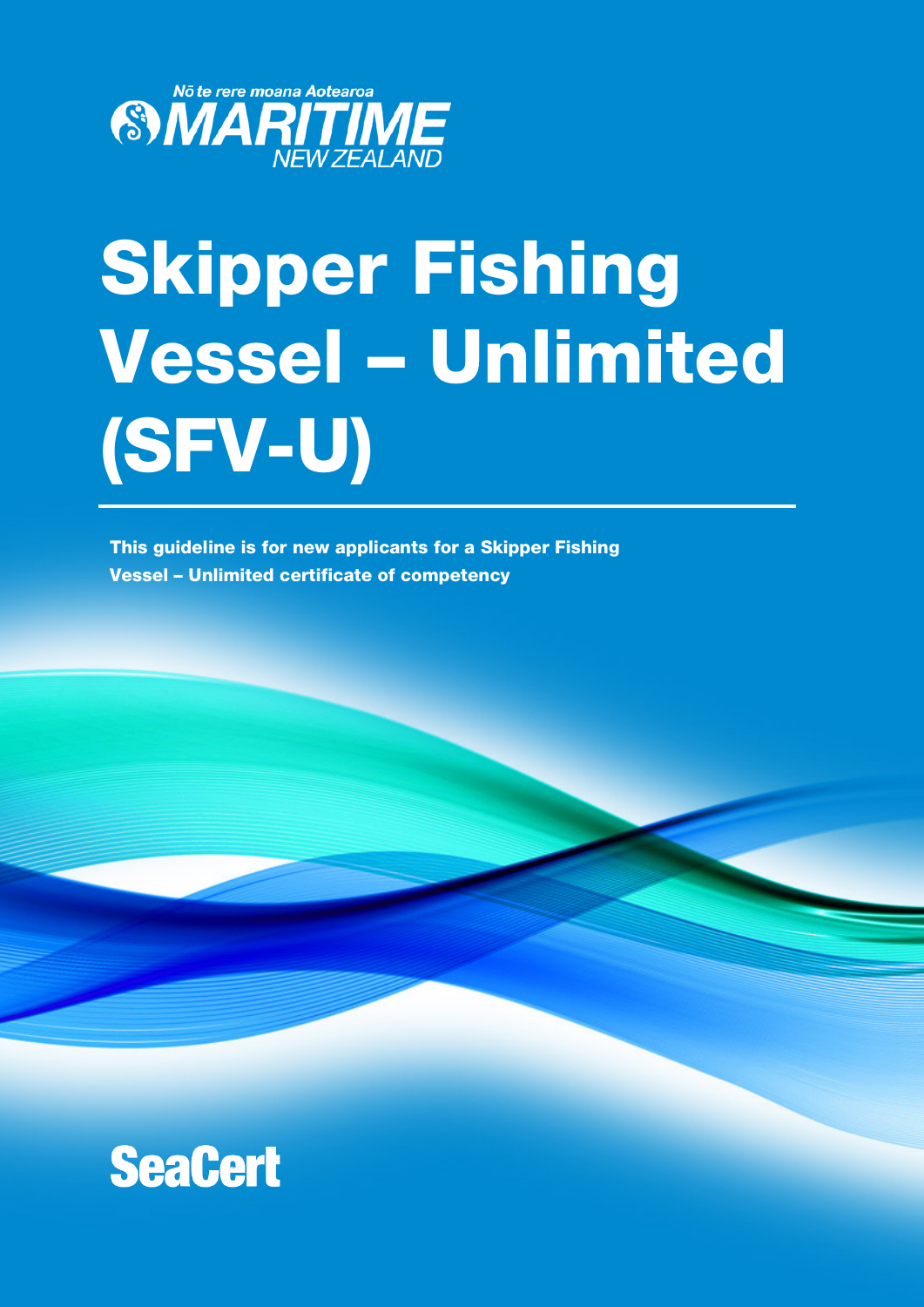Nō te rere moana Aotearoa

MARITIME NEW ZEALAND

# Skipper Fishing Vessel – Unlimited (SFV-U)

**This guideline is for new applicants for a Skipper Fishing Vessel – Unlimited certificate of competency**

SeaCert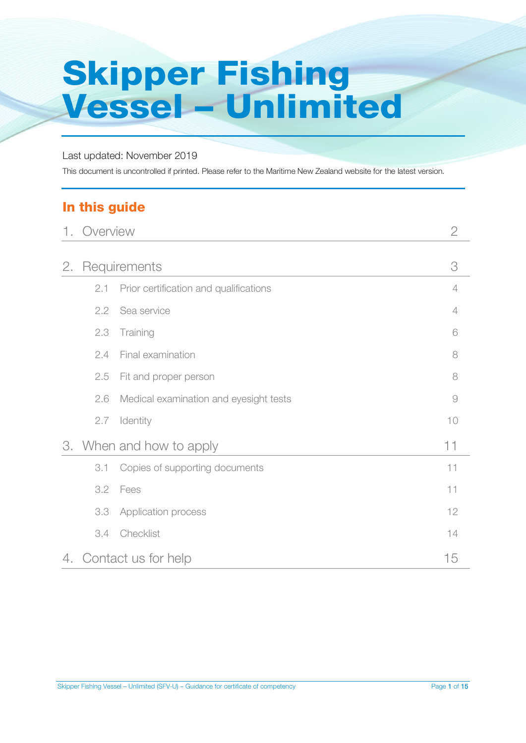# Skipper Fishing Vessel – Unlimited

Last updated: November 2019

This document is uncontrolled if printed. Please refer to the Maritime New Zealand website for the latest version.

## In this guide

| | | |
|---|---|---|
| 1. | Overview | 2 |
| 2. | Requirements | 3 |
| 2.1 | Prior certification and qualifications | 4 |
| 2.2 | Sea service | 4 |
| 2.3 | Training | 6 |
| 2.4 | Final examination | 8 |
| 2.5 | Fit and proper person | 8 |
| 2.6 | Medical examination and eyesight tests | 9 |
| 2.7 | Identity | 10 |
| 3. | When and how to apply | 11 |
| 3.1 | Copies of supporting documents | 11 |
| 3.2 | Fees | 11 |
| 3.3 | Application process | 12 |
| 3.4 | Checklist | 14 |
| 4. | Contact us for help | 15 |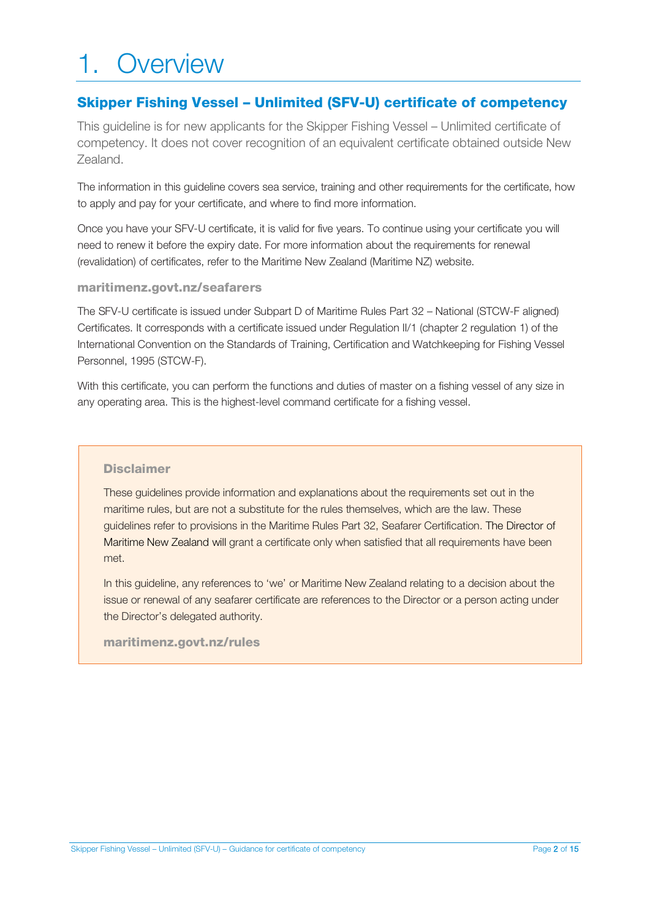# 1. Overview

## Skipper Fishing Vessel – Unlimited (SFV-U) certificate of competency

This guideline is for new applicants for the Skipper Fishing Vessel – Unlimited certificate of competency. It does not cover recognition of an equivalent certificate obtained outside New Zealand.

The information in this guideline covers sea service, training and other requirements for the certificate, how to apply and pay for your certificate, and where to find more information.

Once you have your SFV-U certificate, it is valid for five years. To continue using your certificate you will need to renew it before the expiry date. For more information about the requirements for renewal (revalidation) of certificates, refer to the Maritime New Zealand (Maritime NZ) website.

**maritimenz.govt.nz/seafarers**

The SFV-U certificate is issued under Subpart D of Maritime Rules Part 32 – National (STCW-F aligned) Certificates. It corresponds with a certificate issued under Regulation II/1 (chapter 2 regulation 1) of the International Convention on the Standards of Training, Certification and Watchkeeping for Fishing Vessel Personnel, 1995 (STCW-F).

With this certificate, you can perform the functions and duties of master on a fishing vessel of any size in any operating area. This is the highest-level command certificate for a fishing vessel.

### Disclaimer

These guidelines provide information and explanations about the requirements set out in the maritime rules, but are not a substitute for the rules themselves, which are the law. These guidelines refer to provisions in the Maritime Rules Part 32, Seafarer Certification. The Director of Maritime New Zealand will grant a certificate only when satisfied that all requirements have been met.

In this guideline, any references to 'we' or Maritime New Zealand relating to a decision about the issue or renewal of any seafarer certificate are references to the Director or a person acting under the Director's delegated authority.

**maritimenz.govt.nz/rules**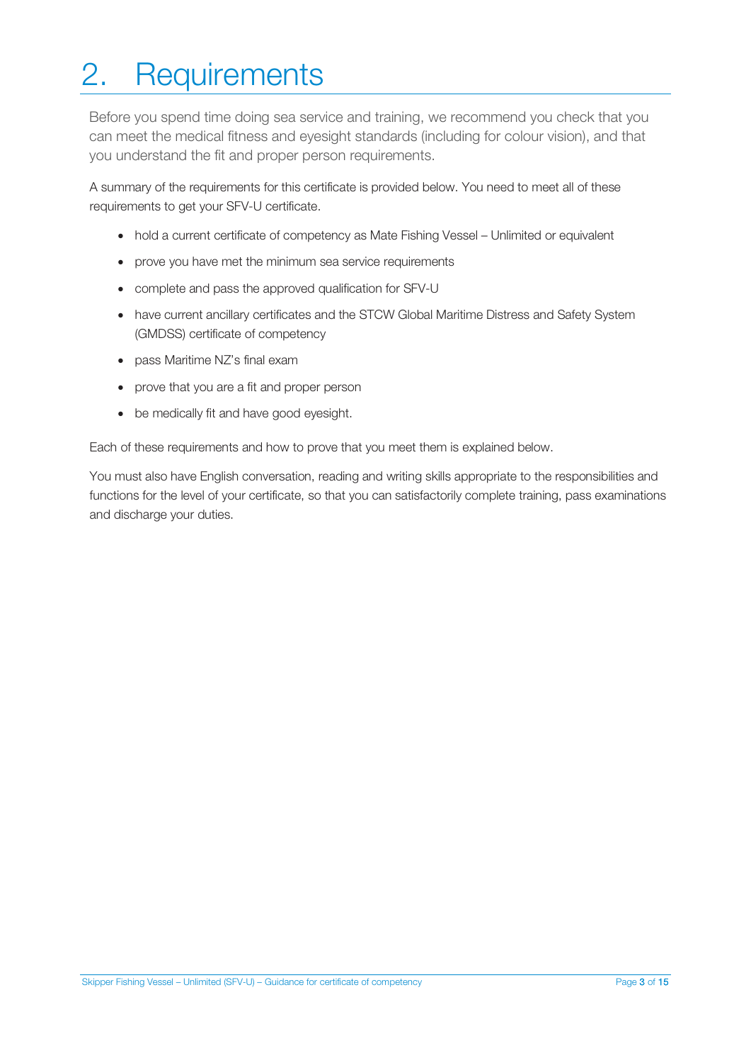# 2. Requirements

Before you spend time doing sea service and training, we recommend you check that you can meet the medical fitness and eyesight standards (including for colour vision), and that you understand the fit and proper person requirements.

A summary of the requirements for this certificate is provided below. You need to meet all of these requirements to get your SFV-U certificate.

- hold a current certificate of competency as Mate Fishing Vessel – Unlimited or equivalent
- prove you have met the minimum sea service requirements
- complete and pass the approved qualification for SFV-U
- have current ancillary certificates and the STCW Global Maritime Distress and Safety System (GMDSS) certificate of competency
- pass Maritime NZ's final exam
- prove that you are a fit and proper person
- be medically fit and have good eyesight.

Each of these requirements and how to prove that you meet them is explained below.

You must also have English conversation, reading and writing skills appropriate to the responsibilities and functions for the level of your certificate, so that you can satisfactorily complete training, pass examinations and discharge your duties.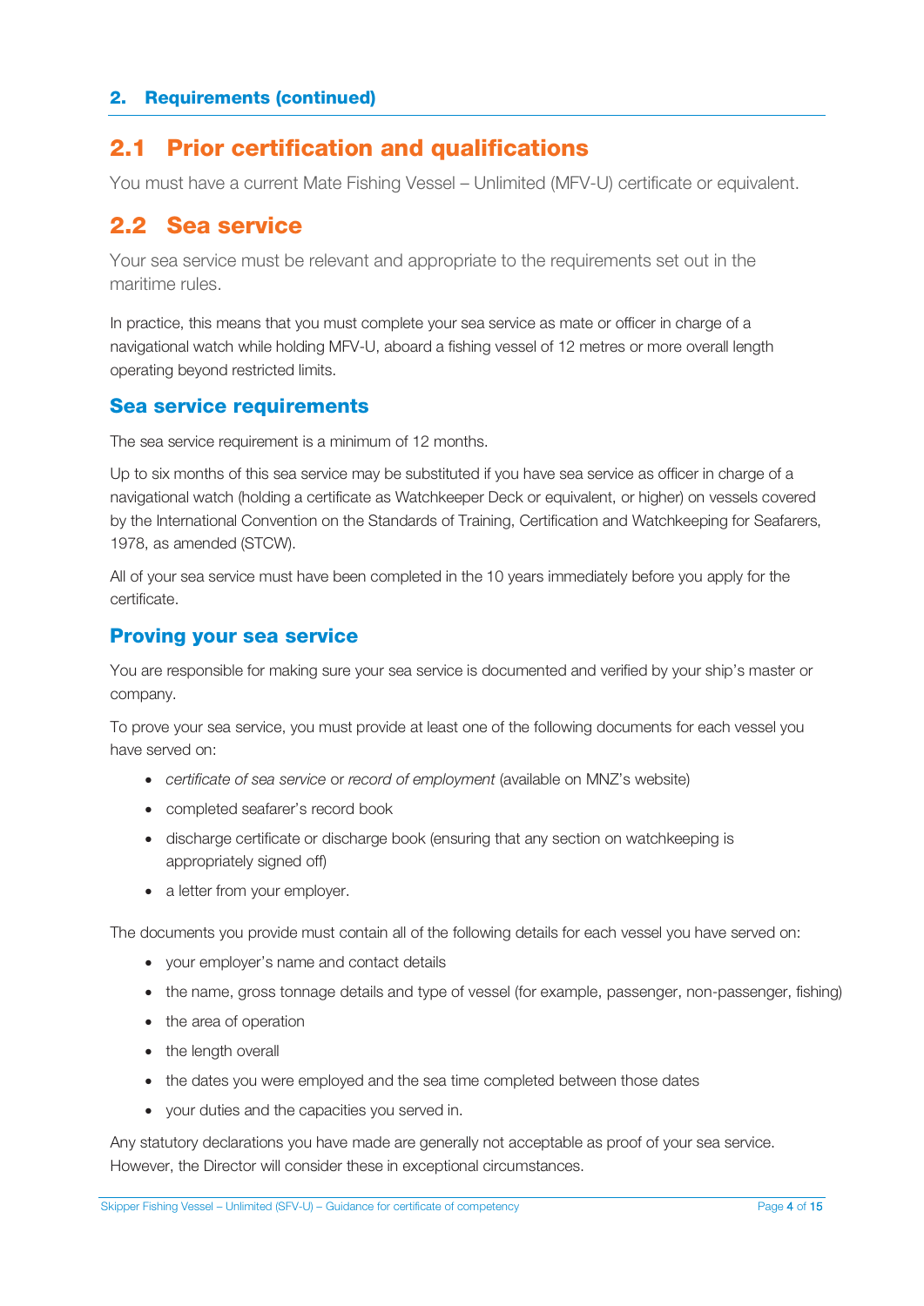## 2. Requirements (continued)

## 2.1 Prior certification and qualifications

You must have a current Mate Fishing Vessel – Unlimited (MFV-U) certificate or equivalent.

## 2.2 Sea service

Your sea service must be relevant and appropriate to the requirements set out in the maritime rules.

In practice, this means that you must complete your sea service as mate or officer in charge of a navigational watch while holding MFV-U, aboard a fishing vessel of 12 metres or more overall length operating beyond restricted limits.

### Sea service requirements

The sea service requirement is a minimum of 12 months.

Up to six months of this sea service may be substituted if you have sea service as officer in charge of a navigational watch (holding a certificate as Watchkeeper Deck or equivalent, or higher) on vessels covered by the International Convention on the Standards of Training, Certification and Watchkeeping for Seafarers, 1978, as amended (STCW).

All of your sea service must have been completed in the 10 years immediately before you apply for the certificate.

### Proving your sea service

You are responsible for making sure your sea service is documented and verified by your ship's master or company.

To prove your sea service, you must provide at least one of the following documents for each vessel you have served on:

- *certificate of sea service* or *record of employment* (available on MNZ's website)
- completed seafarer's record book
- discharge certificate or discharge book (ensuring that any section on watchkeeping is appropriately signed off)
- a letter from your employer.

The documents you provide must contain all of the following details for each vessel you have served on:

- your employer's name and contact details
- the name, gross tonnage details and type of vessel (for example, passenger, non-passenger, fishing)
- the area of operation
- the length overall
- the dates you were employed and the sea time completed between those dates
- your duties and the capacities you served in.

Any statutory declarations you have made are generally not acceptable as proof of your sea service. However, the Director will consider these in exceptional circumstances.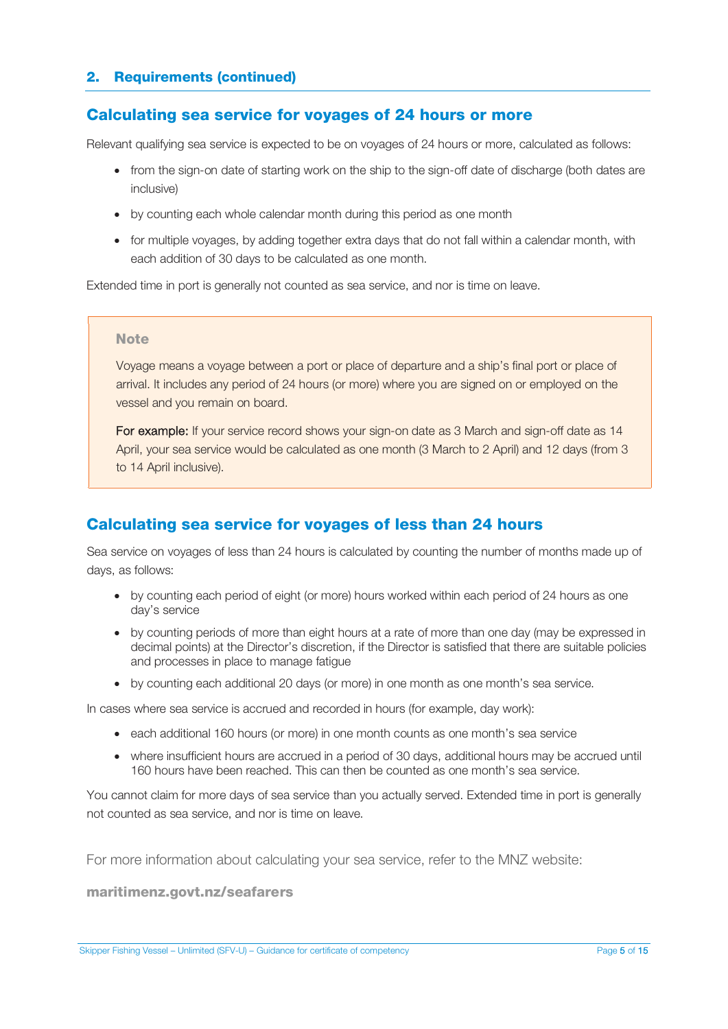## 2. Requirements (continued)

### Calculating sea service for voyages of 24 hours or more

Relevant qualifying sea service is expected to be on voyages of 24 hours or more, calculated as follows:

- from the sign-on date of starting work on the ship to the sign-off date of discharge (both dates are inclusive)
- by counting each whole calendar month during this period as one month
- for multiple voyages, by adding together extra days that do not fall within a calendar month, with each addition of 30 days to be calculated as one month.

Extended time in port is generally not counted as sea service, and nor is time on leave.

> **Note**
>
> Voyage means a voyage between a port or place of departure and a ship's final port or place of arrival. It includes any period of 24 hours (or more) where you are signed on or employed on the vessel and you remain on board.
>
> **For example:** If your service record shows your sign-on date as 3 March and sign-off date as 14 April, your sea service would be calculated as one month (3 March to 2 April) and 12 days (from 3 to 14 April inclusive).

### Calculating sea service for voyages of less than 24 hours

Sea service on voyages of less than 24 hours is calculated by counting the number of months made up of days, as follows:

- by counting each period of eight (or more) hours worked within each period of 24 hours as one day's service
- by counting periods of more than eight hours at a rate of more than one day (may be expressed in decimal points) at the Director's discretion, if the Director is satisfied that there are suitable policies and processes in place to manage fatigue
- by counting each additional 20 days (or more) in one month as one month's sea service.

In cases where sea service is accrued and recorded in hours (for example, day work):

- each additional 160 hours (or more) in one month counts as one month's sea service
- where insufficient hours are accrued in a period of 30 days, additional hours may be accrued until 160 hours have been reached. This can then be counted as one month's sea service.

You cannot claim for more days of sea service than you actually served. Extended time in port is generally not counted as sea service, and nor is time on leave.

For more information about calculating your sea service, refer to the MNZ website:

**maritimenz.govt.nz/seafarers**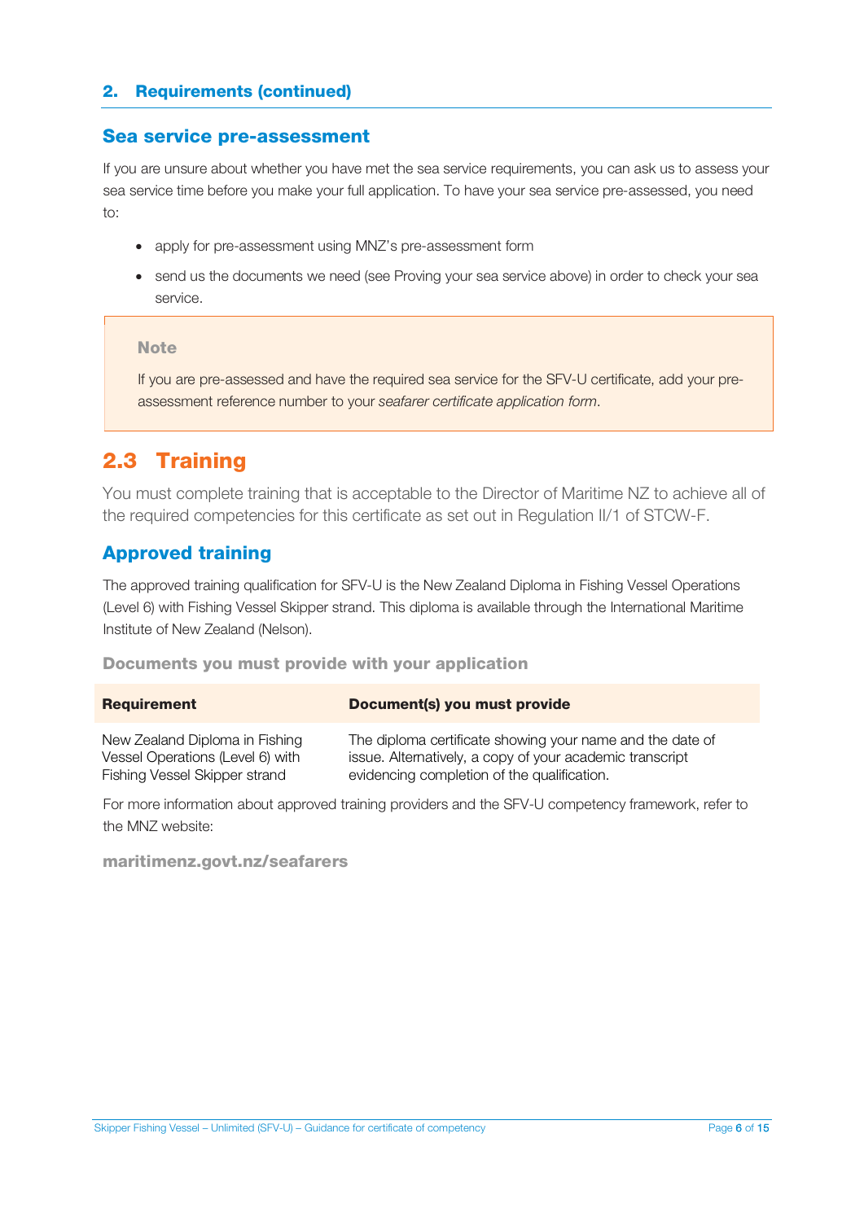## 2. Requirements (continued)

### Sea service pre-assessment

If you are unsure about whether you have met the sea service requirements, you can ask us to assess your sea service time before you make your full application. To have your sea service pre-assessed, you need to:

- apply for pre-assessment using MNZ's pre-assessment form
- send us the documents we need (see Proving your sea service above) in order to check your sea service.

> **Note**
>
> If you are pre-assessed and have the required sea service for the SFV-U certificate, add your pre-assessment reference number to your *seafarer certificate application form*.

## 2.3 Training

You must complete training that is acceptable to the Director of Maritime NZ to achieve all of the required competencies for this certificate as set out in Regulation II/1 of STCW-F.

### Approved training

The approved training qualification for SFV-U is the New Zealand Diploma in Fishing Vessel Operations (Level 6) with Fishing Vessel Skipper strand. This diploma is available through the International Maritime Institute of New Zealand (Nelson).

#### Documents you must provide with your application

| Requirement | Document(s) you must provide |
| --- | --- |
| New Zealand Diploma in Fishing Vessel Operations (Level 6) with Fishing Vessel Skipper strand | The diploma certificate showing your name and the date of issue. Alternatively, a copy of your academic transcript evidencing completion of the qualification. |

For more information about approved training providers and the SFV-U competency framework, refer to the MNZ website:

**maritimenz.govt.nz/seafarers**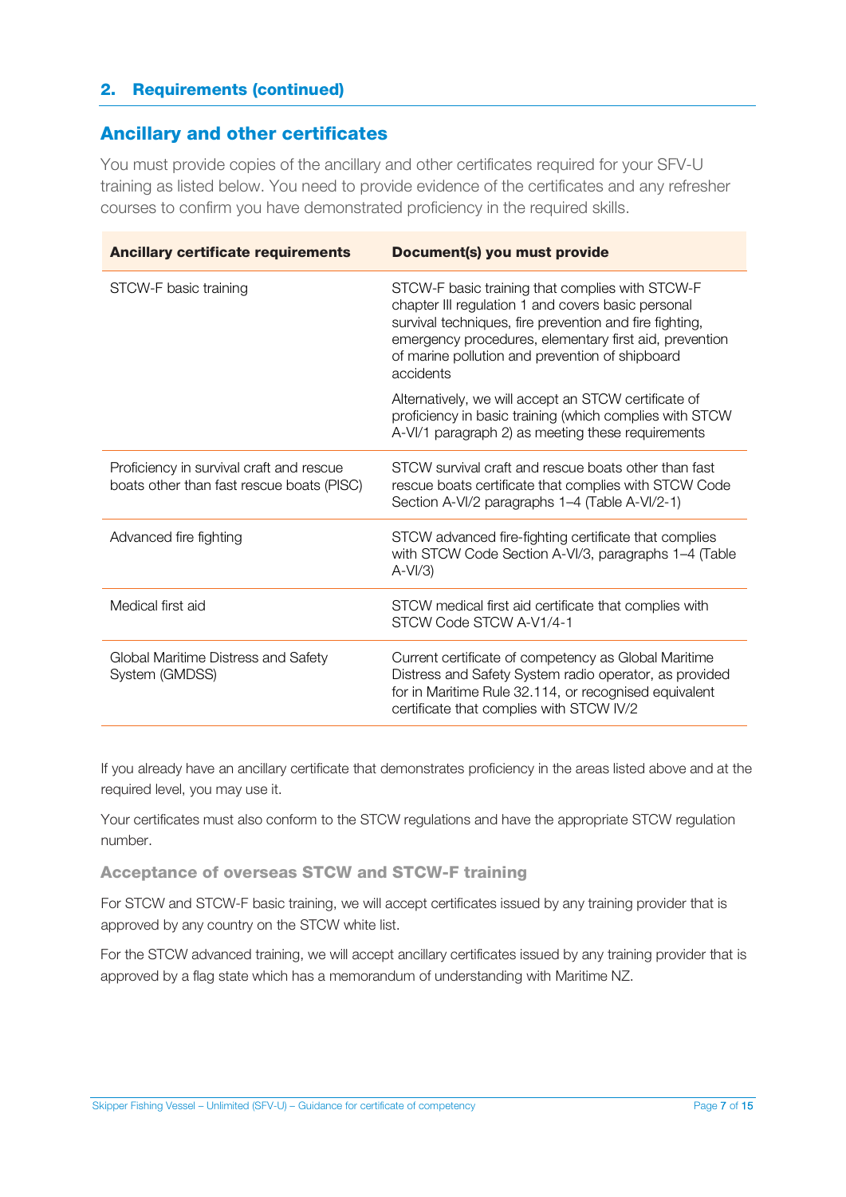## 2. Requirements (continued)

### Ancillary and other certificates

You must provide copies of the ancillary and other certificates required for your SFV-U training as listed below. You need to provide evidence of the certificates and any refresher courses to confirm you have demonstrated proficiency in the required skills.

| Ancillary certificate requirements | Document(s) you must provide |
|---|---|
| STCW-F basic training | STCW-F basic training that complies with STCW-F chapter III regulation 1 and covers basic personal survival techniques, fire prevention and fire fighting, emergency procedures, elementary first aid, prevention of marine pollution and prevention of shipboard accidents<br><br>Alternatively, we will accept an STCW certificate of proficiency in basic training (which complies with STCW A-VI/1 paragraph 2) as meeting these requirements |
| Proficiency in survival craft and rescue boats other than fast rescue boats (PISC) | STCW survival craft and rescue boats other than fast rescue boats certificate that complies with STCW Code Section A-VI/2 paragraphs 1–4 (Table A-VI/2-1) |
| Advanced fire fighting | STCW advanced fire-fighting certificate that complies with STCW Code Section A-VI/3, paragraphs 1–4 (Table A-VI/3) |
| Medical first aid | STCW medical first aid certificate that complies with STCW Code STCW A-V1/4-1 |
| Global Maritime Distress and Safety System (GMDSS) | Current certificate of competency as Global Maritime Distress and Safety System radio operator, as provided for in Maritime Rule 32.114, or recognised equivalent certificate that complies with STCW IV/2 |

If you already have an ancillary certificate that demonstrates proficiency in the areas listed above and at the required level, you may use it.

Your certificates must also conform to the STCW regulations and have the appropriate STCW regulation number.

#### Acceptance of overseas STCW and STCW-F training

For STCW and STCW-F basic training, we will accept certificates issued by any training provider that is approved by any country on the STCW white list.

For the STCW advanced training, we will accept ancillary certificates issued by any training provider that is approved by a flag state which has a memorandum of understanding with Maritime NZ.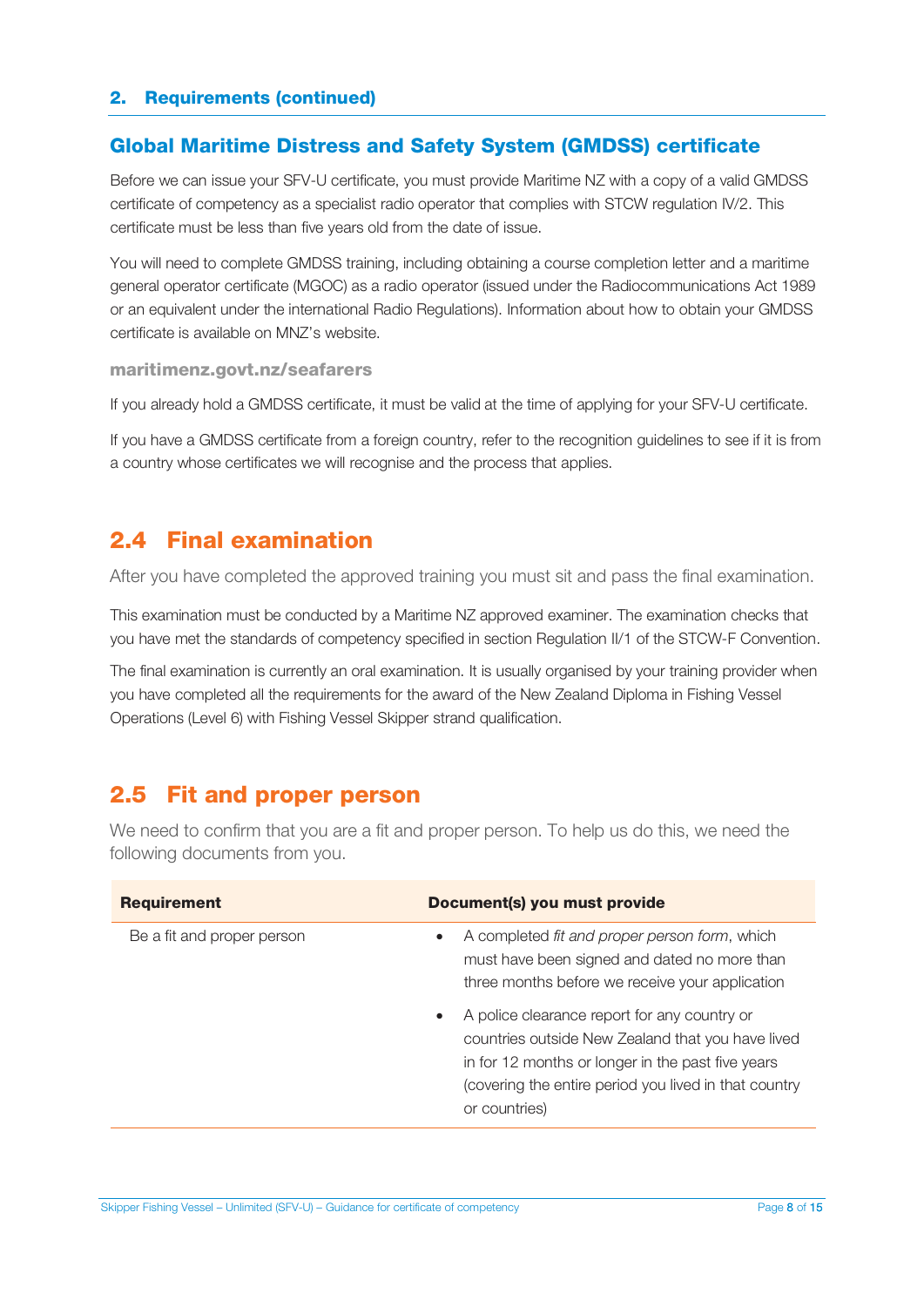## 2. Requirements (continued)

### Global Maritime Distress and Safety System (GMDSS) certificate

Before we can issue your SFV-U certificate, you must provide Maritime NZ with a copy of a valid GMDSS certificate of competency as a specialist radio operator that complies with STCW regulation IV/2. This certificate must be less than five years old from the date of issue.

You will need to complete GMDSS training, including obtaining a course completion letter and a maritime general operator certificate (MGOC) as a radio operator (issued under the Radiocommunications Act 1989 or an equivalent under the international Radio Regulations). Information about how to obtain your GMDSS certificate is available on MNZ's website.

**maritimenz.govt.nz/seafarers**

If you already hold a GMDSS certificate, it must be valid at the time of applying for your SFV-U certificate.

If you have a GMDSS certificate from a foreign country, refer to the recognition guidelines to see if it is from a country whose certificates we will recognise and the process that applies.

## 2.4 Final examination

After you have completed the approved training you must sit and pass the final examination.

This examination must be conducted by a Maritime NZ approved examiner. The examination checks that you have met the standards of competency specified in section Regulation II/1 of the STCW-F Convention.

The final examination is currently an oral examination. It is usually organised by your training provider when you have completed all the requirements for the award of the New Zealand Diploma in Fishing Vessel Operations (Level 6) with Fishing Vessel Skipper strand qualification.

## 2.5 Fit and proper person

We need to confirm that you are a fit and proper person. To help us do this, we need the following documents from you.

| Requirement | Document(s) you must provide |
|---|---|
| Be a fit and proper person | • A completed *fit and proper person form*, which must have been signed and dated no more than three months before we receive your application<br>• A police clearance report for any country or countries outside New Zealand that you have lived in for 12 months or longer in the past five years (covering the entire period you lived in that country or countries) |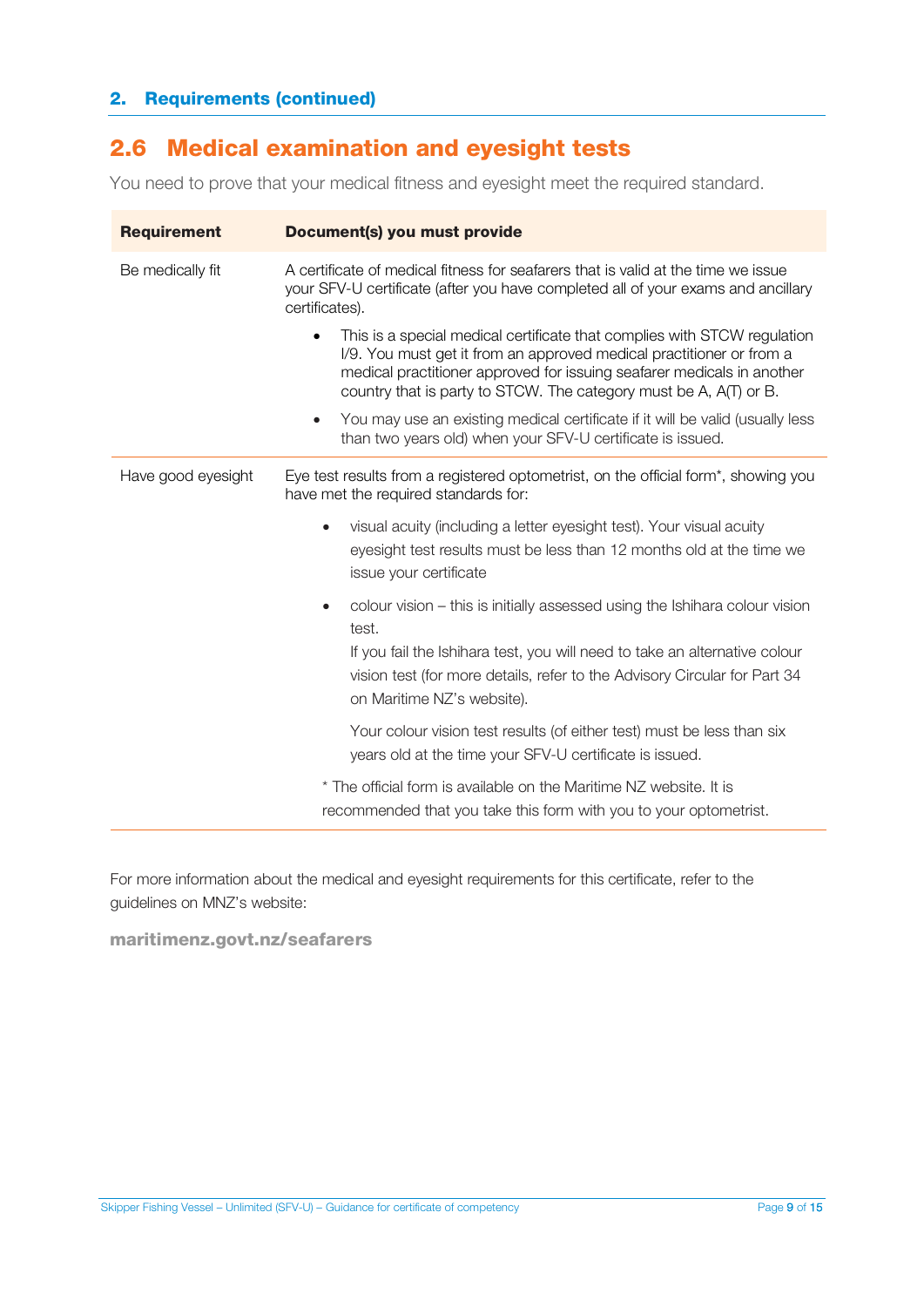## 2. Requirements (continued)

## 2.6 Medical examination and eyesight tests

You need to prove that your medical fitness and eyesight meet the required standard.

| Requirement | Document(s) you must provide |
|---|---|
| Be medically fit | A certificate of medical fitness for seafarers that is valid at the time we issue your SFV-U certificate (after you have completed all of your exams and ancillary certificates).<br>• This is a special medical certificate that complies with STCW regulation I/9. You must get it from an approved medical practitioner or from a medical practitioner approved for issuing seafarer medicals in another country that is party to STCW. The category must be A, A(T) or B.<br>• You may use an existing medical certificate if it will be valid (usually less than two years old) when your SFV-U certificate is issued. |
| Have good eyesight | Eye test results from a registered optometrist, on the official form*, showing you have met the required standards for:<br>• visual acuity (including a letter eyesight test). Your visual acuity eyesight test results must be less than 12 months old at the time we issue your certificate<br>• colour vision – this is initially assessed using the Ishihara colour vision test.<br>If you fail the Ishihara test, you will need to take an alternative colour vision test (for more details, refer to the Advisory Circular for Part 34 on Maritime NZ's website).<br>Your colour vision test results (of either test) must be less than six years old at the time your SFV-U certificate is issued.<br>* The official form is available on the Maritime NZ website. It is recommended that you take this form with you to your optometrist. |

For more information about the medical and eyesight requirements for this certificate, refer to the guidelines on MNZ's website:

**maritimenz.govt.nz/seafarers**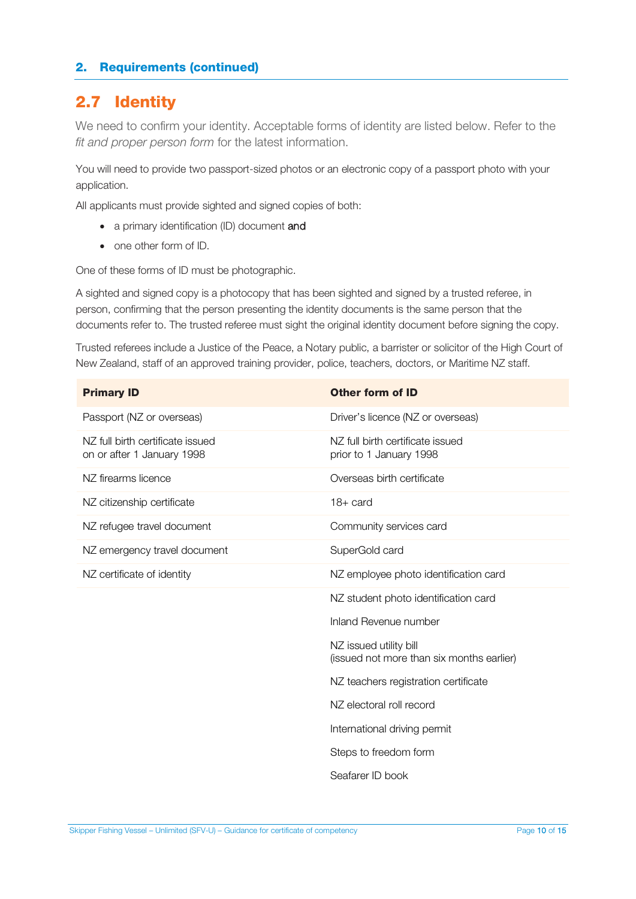## 2. Requirements (continued)

## 2.7 Identity

We need to confirm your identity. Acceptable forms of identity are listed below. Refer to the *fit and proper person form* for the latest information.

You will need to provide two passport-sized photos or an electronic copy of a passport photo with your application.

All applicants must provide sighted and signed copies of both:

- a primary identification (ID) document **and**
- one other form of ID.

One of these forms of ID must be photographic.

A sighted and signed copy is a photocopy that has been sighted and signed by a trusted referee, in person, confirming that the person presenting the identity documents is the same person that the documents refer to. The trusted referee must sight the original identity document before signing the copy.

Trusted referees include a Justice of the Peace, a Notary public, a barrister or solicitor of the High Court of New Zealand, staff of an approved training provider, police, teachers, doctors, or Maritime NZ staff.

| Primary ID | Other form of ID |
|---|---|
| Passport (NZ or overseas) | Driver's licence (NZ or overseas) |
| NZ full birth certificate issued on or after 1 January 1998 | NZ full birth certificate issued prior to 1 January 1998 |
| NZ firearms licence | Overseas birth certificate |
| NZ citizenship certificate | 18+ card |
| NZ refugee travel document | Community services card |
| NZ emergency travel document | SuperGold card |
| NZ certificate of identity | NZ employee photo identification card |
| | NZ student photo identification card |
| | Inland Revenue number |
| | NZ issued utility bill (issued not more than six months earlier) |
| | NZ teachers registration certificate |
| | NZ electoral roll record |
| | International driving permit |
| | Steps to freedom form |
| | Seafarer ID book |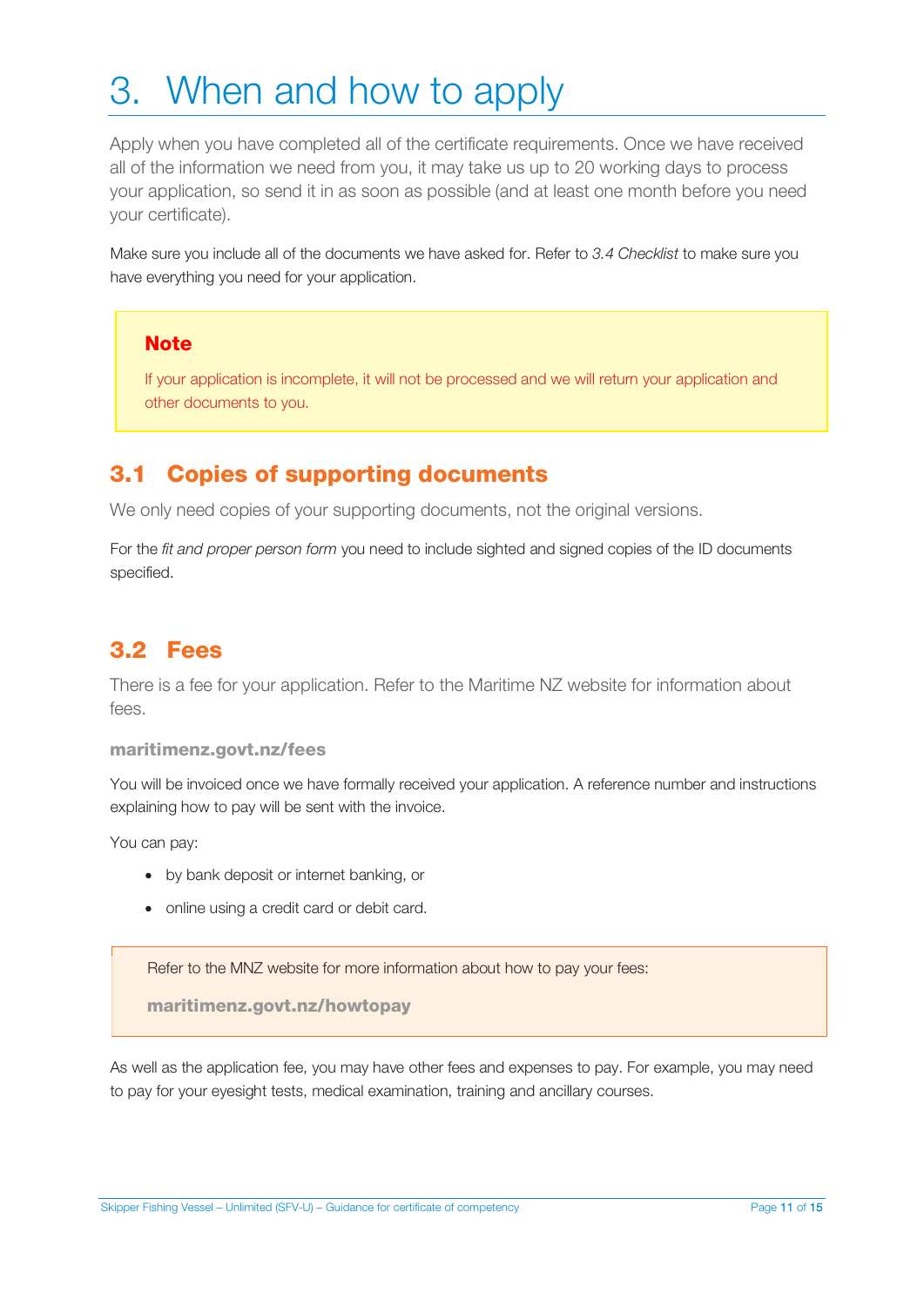# 3. When and how to apply

Apply when you have completed all of the certificate requirements. Once we have received all of the information we need from you, it may take us up to 20 working days to process your application, so send it in as soon as possible (and at least one month before you need your certificate).

Make sure you include all of the documents we have asked for. Refer to *3.4 Checklist* to make sure you have everything you need for your application.

> **Note**
>
> If your application is incomplete, it will not be processed and we will return your application and other documents to you.

## 3.1 Copies of supporting documents

We only need copies of your supporting documents, not the original versions.

For the *fit and proper person form* you need to include sighted and signed copies of the ID documents specified.

## 3.2 Fees

There is a fee for your application. Refer to the Maritime NZ website for information about fees.

**maritimenz.govt.nz/fees**

You will be invoiced once we have formally received your application. A reference number and instructions explaining how to pay will be sent with the invoice.

You can pay:

- by bank deposit or internet banking, or
- online using a credit card or debit card.

> Refer to the MNZ website for more information about how to pay your fees:
>
> **maritimenz.govt.nz/howtopay**

As well as the application fee, you may have other fees and expenses to pay. For example, you may need to pay for your eyesight tests, medical examination, training and ancillary courses.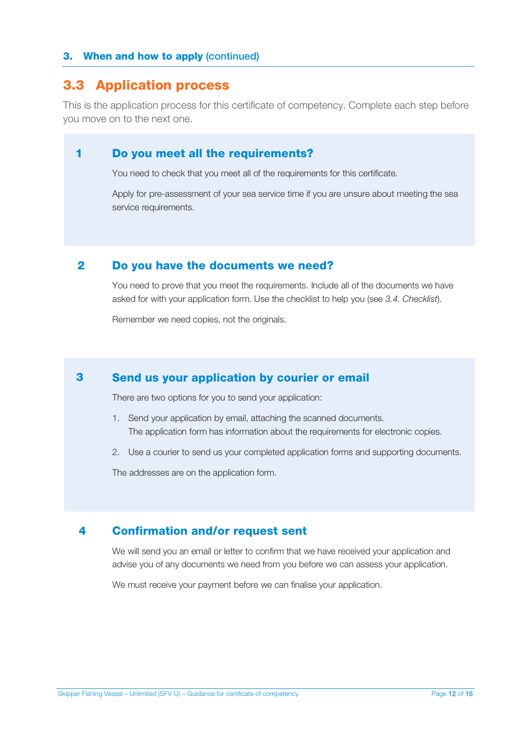## 3.3 Application process

This is the application process for this certificate of competency. Complete each step before you move on to the next one.

### 1 Do you meet all the requirements?

You need to check that you meet all of the requirements for this certificate.

Apply for pre-assessment of your sea service time if you are unsure about meeting the sea service requirements.

### 2 Do you have the documents we need?

You need to prove that you meet the requirements. Include all of the documents we have asked for with your application form. Use the checklist to help you (see *3.4. Checklist*).

Remember we need copies, not the originals.

### 3 Send us your application by courier or email

There are two options for you to send your application:

1. Send your application by email, attaching the scanned documents. The application form has information about the requirements for electronic copies.
2. Use a courier to send us your completed application forms and supporting documents.

The addresses are on the application form.

### 4 Confirmation and/or request sent

We will send you an email or letter to confirm that we have received your application and advise you of any documents we need from you before we can assess your application.

We must receive your payment before we can finalise your application.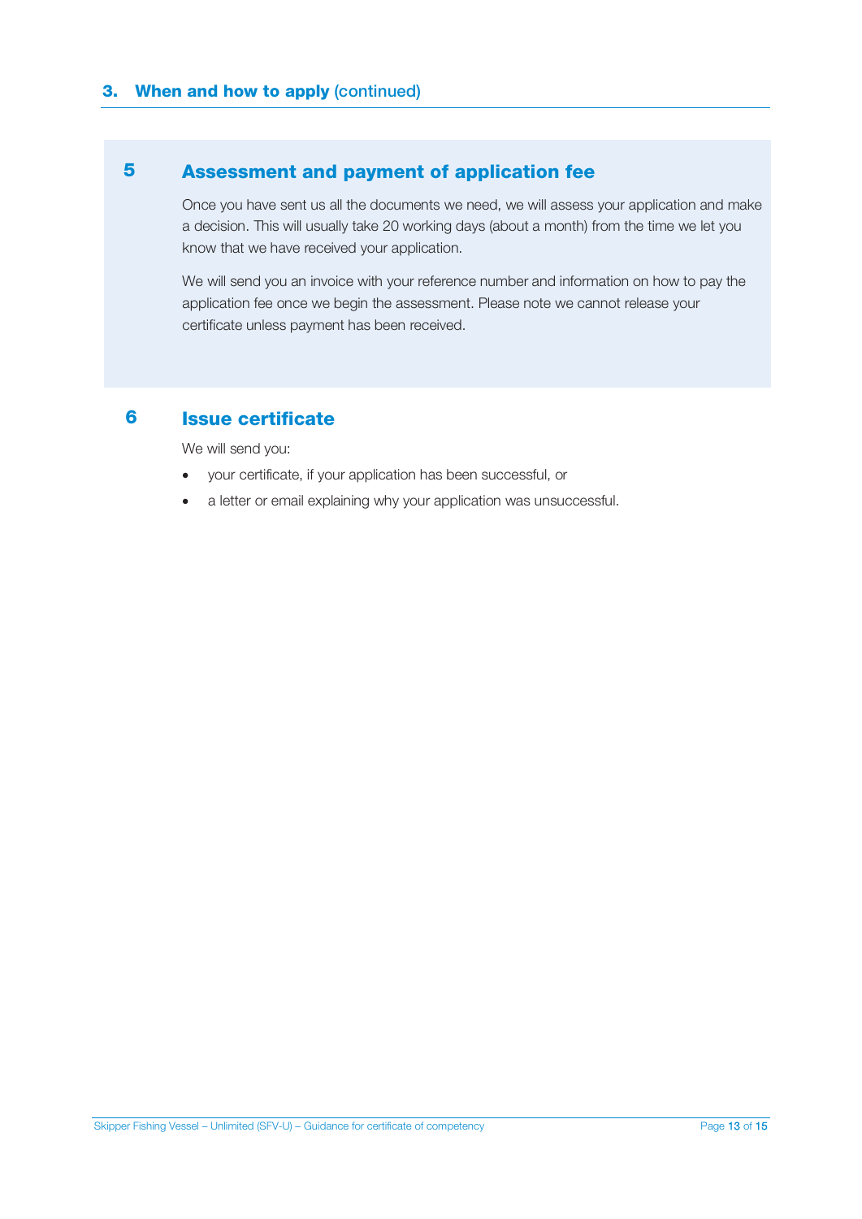## 3. When and how to apply (continued)

### 5 Assessment and payment of application fee

Once you have sent us all the documents we need, we will assess your application and make a decision. This will usually take 20 working days (about a month) from the time we let you know that we have received your application.

We will send you an invoice with your reference number and information on how to pay the application fee once we begin the assessment. Please note we cannot release your certificate unless payment has been received.

### 6 Issue certificate

We will send you:

- your certificate, if your application has been successful, or
- a letter or email explaining why your application was unsuccessful.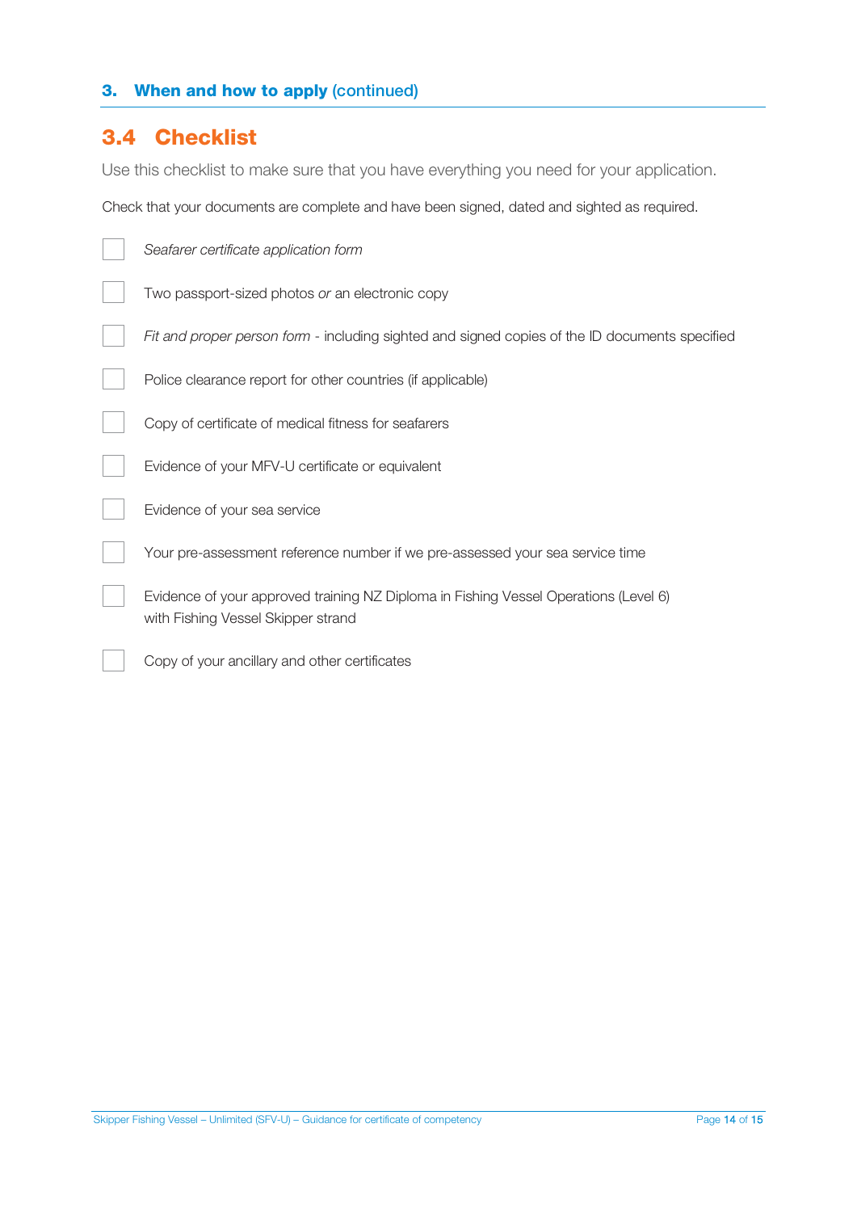## 3. When and how to apply (continued)

### 3.4 Checklist

Use this checklist to make sure that you have everything you need for your application.

Check that your documents are complete and have been signed, dated and sighted as required.

- [ ] *Seafarer certificate application form*
- [ ] Two passport-sized photos *or* an electronic copy
- [ ] *Fit and proper person form* - including sighted and signed copies of the ID documents specified
- [ ] Police clearance report for other countries (if applicable)
- [ ] Copy of certificate of medical fitness for seafarers
- [ ] Evidence of your MFV-U certificate or equivalent
- [ ] Evidence of your sea service
- [ ] Your pre-assessment reference number if we pre-assessed your sea service time
- [ ] Evidence of your approved training NZ Diploma in Fishing Vessel Operations (Level 6) with Fishing Vessel Skipper strand
- [ ] Copy of your ancillary and other certificates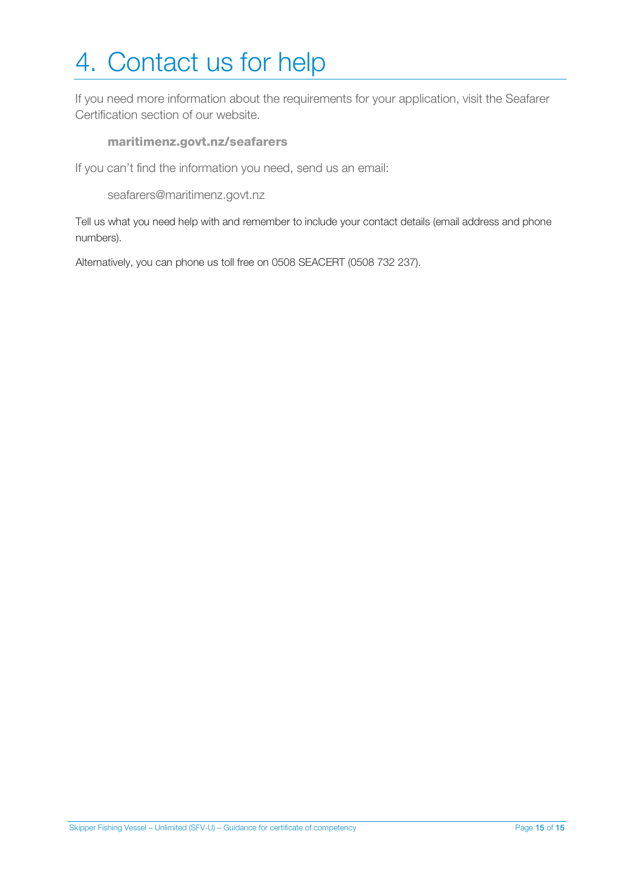# 4. Contact us for help

If you need more information about the requirements for your application, visit the Seafarer Certification section of our website.

**maritimenz.govt.nz/seafarers**

If you can't find the information you need, send us an email:

seafarers@maritimenz.govt.nz

Tell us what you need help with and remember to include your contact details (email address and phone numbers).

Alternatively, you can phone us toll free on 0508 SEACERT (0508 732 237).